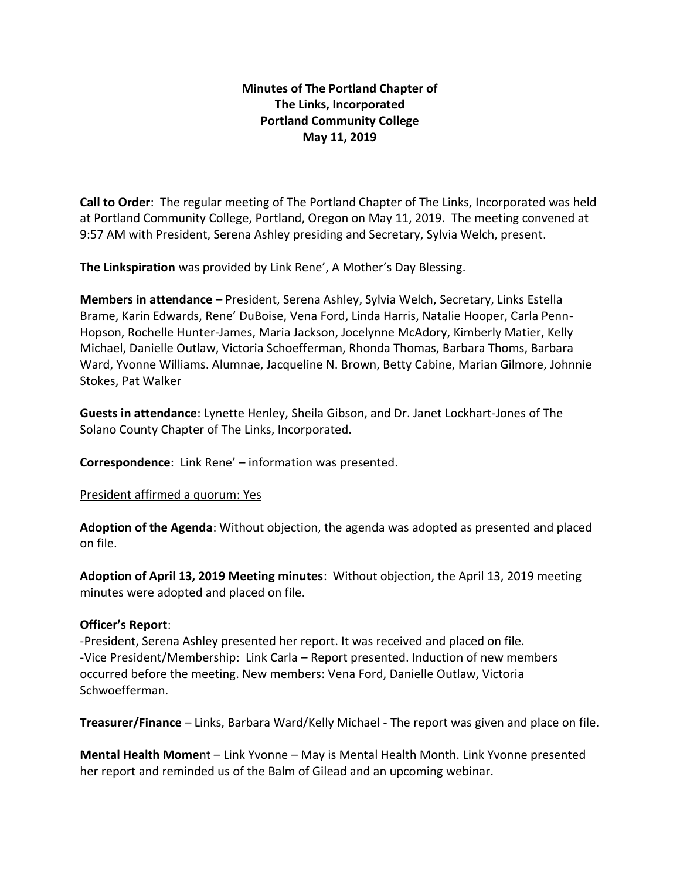**Minutes of The Portland Chapter of**
**The Links, Incorporated**
**Portland Community College**
**May 11, 2019**

**Call to Order**: The regular meeting of The Portland Chapter of The Links, Incorporated was held at Portland Community College, Portland, Oregon on May 11, 2019. The meeting convened at 9:57 AM with President, Serena Ashley presiding and Secretary, Sylvia Welch, present.

**The Linkspiration** was provided by Link Rene', A Mother's Day Blessing.

**Members in attendance** – President, Serena Ashley, Sylvia Welch, Secretary, Links Estella Brame, Karin Edwards, Rene' DuBoise, Vena Ford, Linda Harris, Natalie Hooper, Carla Penn-Hopson, Rochelle Hunter-James, Maria Jackson, Jocelynne McAdory, Kimberly Matier, Kelly Michael, Danielle Outlaw, Victoria Schoefferman, Rhonda Thomas, Barbara Thoms, Barbara Ward, Yvonne Williams. Alumnae, Jacqueline N. Brown, Betty Cabine, Marian Gilmore, Johnnie Stokes, Pat Walker

**Guests in attendance**: Lynette Henley, Sheila Gibson, and Dr. Janet Lockhart-Jones of The Solano County Chapter of The Links, Incorporated.

**Correspondence**: Link Rene' – information was presented.

<u>President affirmed a quorum: Yes</u>

**Adoption of the Agenda**: Without objection, the agenda was adopted as presented and placed on file.

**Adoption of April 13, 2019 Meeting minutes**: Without objection, the April 13, 2019 meeting minutes were adopted and placed on file.

**Officer's Report**:
-President, Serena Ashley presented her report. It was received and placed on file.
-Vice President/Membership: Link Carla – Report presented. Induction of new members occurred before the meeting. New members: Vena Ford, Danielle Outlaw, Victoria Schwoefferman.

**Treasurer/Finance** – Links, Barbara Ward/Kelly Michael - The report was given and place on file.

**Mental Health Mome**nt – Link Yvonne – May is Mental Health Month. Link Yvonne presented her report and reminded us of the Balm of Gilead and an upcoming webinar.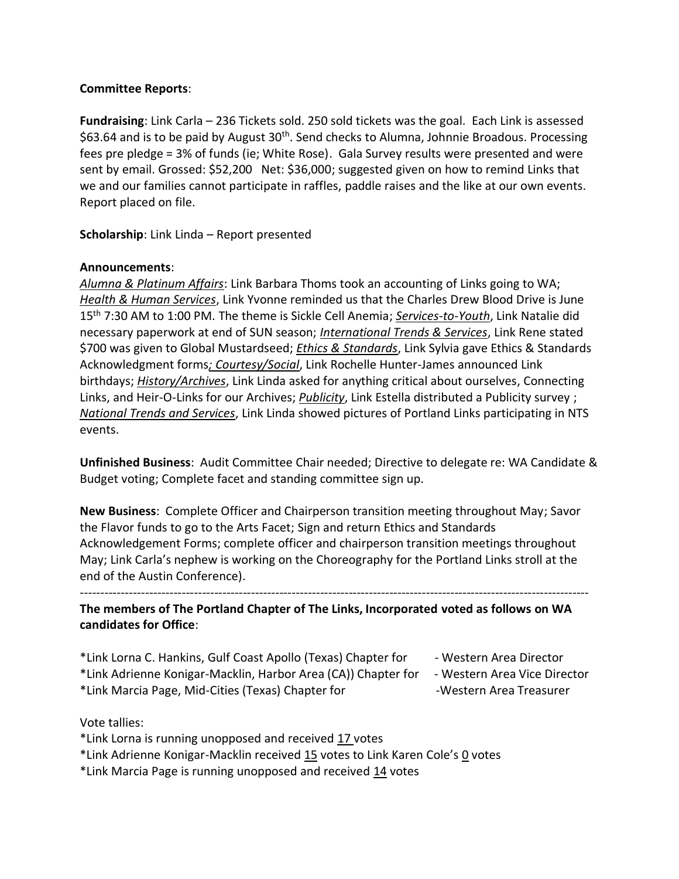**Committee Reports**:

**Fundraising**: Link Carla – 236 Tickets sold. 250 sold tickets was the goal. Each Link is assessed \$63.64 and is to be paid by August 30th. Send checks to Alumna, Johnnie Broadous. Processing fees pre pledge = 3% of funds (ie; White Rose). Gala Survey results were presented and were sent by email. Grossed: \$52,200 Net: \$36,000; suggested given on how to remind Links that we and our families cannot participate in raffles, paddle raises and the like at our own events. Report placed on file.

**Scholarship**: Link Linda – Report presented

**Announcements**:
***Alumna & Platinum Affairs***: Link Barbara Thoms took an accounting of Links going to WA; ***Health & Human Services***, Link Yvonne reminded us that the Charles Drew Blood Drive is June 15th 7:30 AM to 1:00 PM. The theme is Sickle Cell Anemia; ***Services-to-Youth***, Link Natalie did necessary paperwork at end of SUN season; ***International Trends & Services***, Link Rene stated \$700 was given to Global Mustardseed; ***Ethics & Standards***, Link Sylvia gave Ethics & Standards Acknowledgment forms***; Courtesy/Social***, Link Rochelle Hunter-James announced Link birthdays; ***History/Archives***, Link Linda asked for anything critical about ourselves, Connecting Links, and Heir-O-Links for our Archives; ***Publicity***, Link Estella distributed a Publicity survey ; ***National Trends and Services***, Link Linda showed pictures of Portland Links participating in NTS events.

**Unfinished Business**: Audit Committee Chair needed; Directive to delegate re: WA Candidate & Budget voting; Complete facet and standing committee sign up.

**New Business**: Complete Officer and Chairperson transition meeting throughout May; Savor the Flavor funds to go to the Arts Facet; Sign and return Ethics and Standards Acknowledgement Forms; complete officer and chairperson transition meetings throughout May; Link Carla's nephew is working on the Choreography for the Portland Links stroll at the end of the Austin Conference).

---

**The members of The Portland Chapter of The Links, Incorporated voted as follows on WA candidates for Office**:

*Link Lorna C. Hankins, Gulf Coast Apollo (Texas) Chapter for - Western Area Director
*Link Adrienne Konigar-Macklin, Harbor Area (CA)) Chapter for - Western Area Vice Director
*Link Marcia Page, Mid-Cities (Texas) Chapter for -Western Area Treasurer

Vote tallies:
*Link Lorna is running unopposed and received 17 votes
*Link Adrienne Konigar-Macklin received 15 votes to Link Karen Cole's 0 votes
*Link Marcia Page is running unopposed and received 14 votes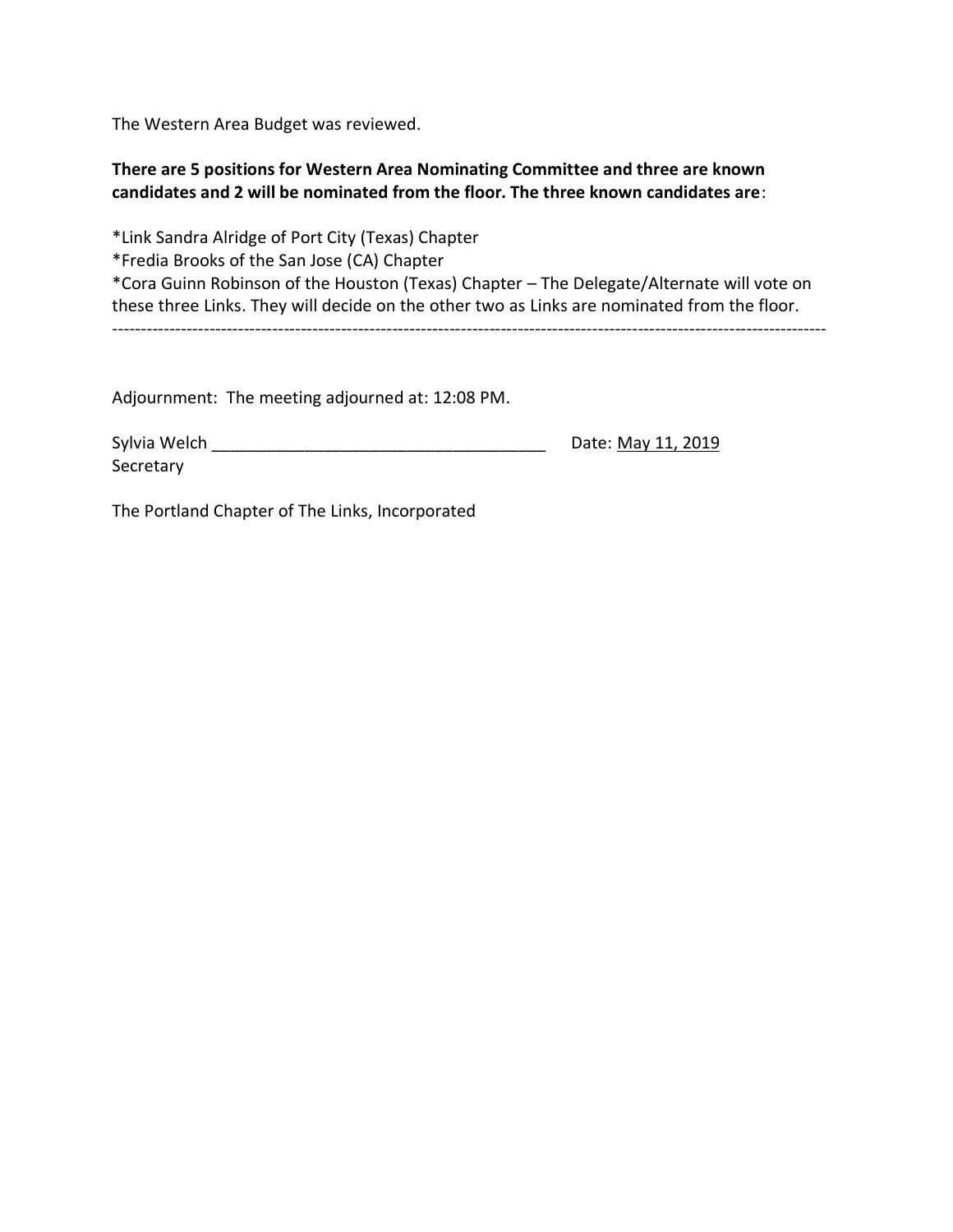The Western Area Budget was reviewed.

**There are 5 positions for Western Area Nominating Committee and three are known candidates and 2 will be nominated from the floor. The three known candidates are**:

*Link Sandra Alridge of Port City (Texas) Chapter
*Fredia Brooks of the San Jose (CA) Chapter
*Cora Guinn Robinson of the Houston (Texas) Chapter – The Delegate/Alternate will vote on these three Links. They will decide on the other two as Links are nominated from the floor.

---

Adjournment: The meeting adjourned at: 12:08 PM.

Sylvia Welch ____________________________________ Date: May 11, 2019
Secretary

The Portland Chapter of The Links, Incorporated